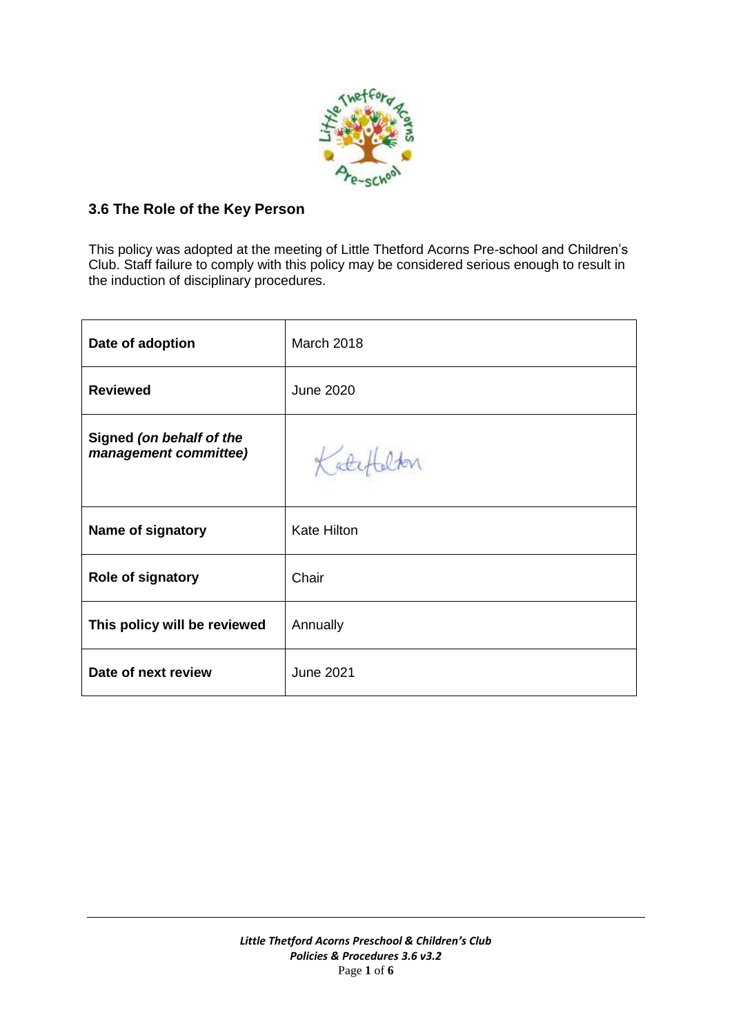## 3.6 The Role of the Key Person

This policy was adopted at the meeting of Little Thetford Acorns Pre-school and Children's Club. Staff failure to comply with this policy may be considered serious enough to result in the induction of disciplinary procedures.

| | |
|---|---|
| **Date of adoption** | March 2018 |
| **Reviewed** | June 2020 |
| **Signed *(on behalf of the management committee)*** | Kate Hilton |
| **Name of signatory** | Kate Hilton |
| **Role of signatory** | Chair |
| **This policy will be reviewed** | Annually |
| **Date of next review** | June 2021 |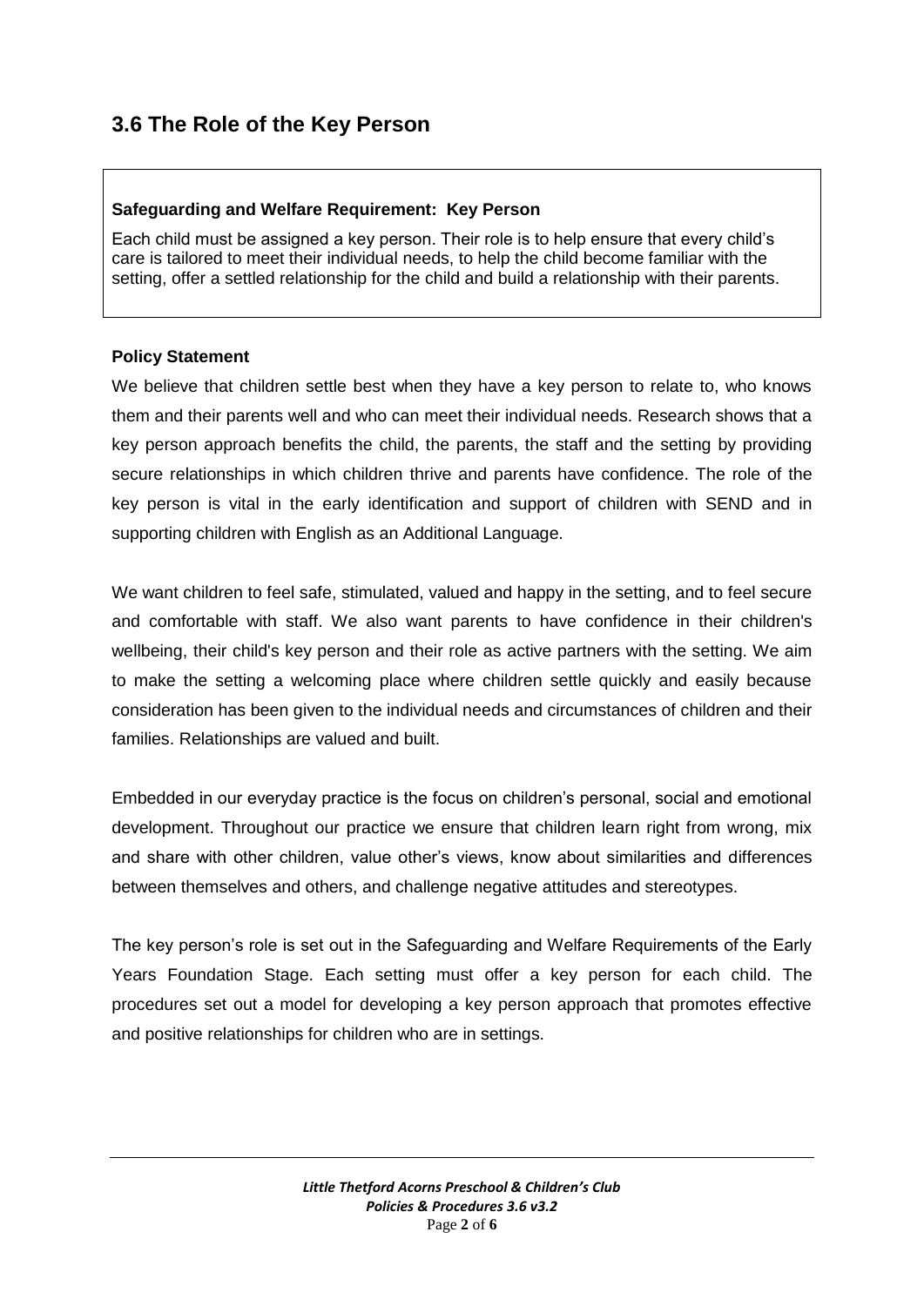## 3.6 The Role of the Key Person

**Safeguarding and Welfare Requirement: Key Person**

Each child must be assigned a key person. Their role is to help ensure that every child's care is tailored to meet their individual needs, to help the child become familiar with the setting, offer a settled relationship for the child and build a relationship with their parents.

**Policy Statement**

We believe that children settle best when they have a key person to relate to, who knows them and their parents well and who can meet their individual needs. Research shows that a key person approach benefits the child, the parents, the staff and the setting by providing secure relationships in which children thrive and parents have confidence. The role of the key person is vital in the early identification and support of children with SEND and in supporting children with English as an Additional Language.

We want children to feel safe, stimulated, valued and happy in the setting, and to feel secure and comfortable with staff. We also want parents to have confidence in their children's wellbeing, their child's key person and their role as active partners with the setting. We aim to make the setting a welcoming place where children settle quickly and easily because consideration has been given to the individual needs and circumstances of children and their families. Relationships are valued and built.

Embedded in our everyday practice is the focus on children's personal, social and emotional development. Throughout our practice we ensure that children learn right from wrong, mix and share with other children, value other's views, know about similarities and differences between themselves and others, and challenge negative attitudes and stereotypes.

The key person's role is set out in the Safeguarding and Welfare Requirements of the Early Years Foundation Stage. Each setting must offer a key person for each child. The procedures set out a model for developing a key person approach that promotes effective and positive relationships for children who are in settings.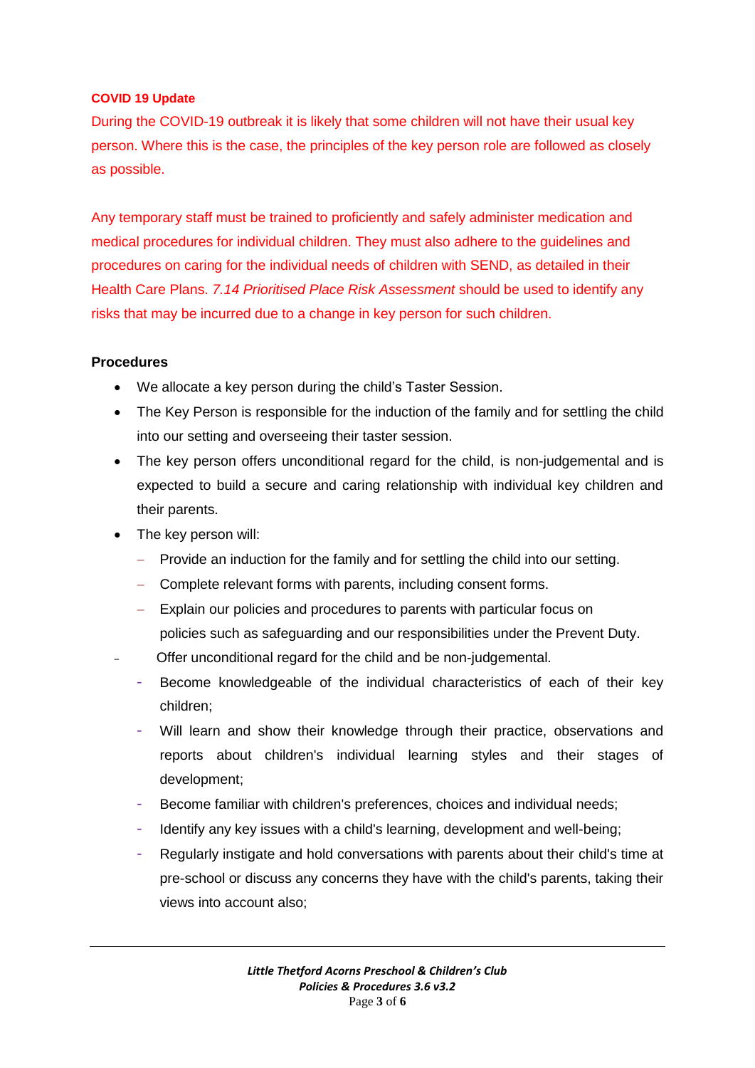**COVID 19 Update**

During the COVID-19 outbreak it is likely that some children will not have their usual key person. Where this is the case, the principles of the key person role are followed as closely as possible.

Any temporary staff must be trained to proficiently and safely administer medication and medical procedures for individual children. They must also adhere to the guidelines and procedures on caring for the individual needs of children with SEND, as detailed in their Health Care Plans. *7.14 Prioritised Place Risk Assessment* should be used to identify any risks that may be incurred due to a change in key person for such children.

**Procedures**

- We allocate a key person during the child's Taster Session.
- The Key Person is responsible for the induction of the family and for settling the child into our setting and overseeing their taster session.
- The key person offers unconditional regard for the child, is non-judgemental and is expected to build a secure and caring relationship with individual key children and their parents.
- The key person will:
  - Provide an induction for the family and for settling the child into our setting.
  - Complete relevant forms with parents, including consent forms.
  - Explain our policies and procedures to parents with particular focus on policies such as safeguarding and our responsibilities under the Prevent Duty.
  - Offer unconditional regard for the child and be non-judgemental.
  - Become knowledgeable of the individual characteristics of each of their key children;
  - Will learn and show their knowledge through their practice, observations and reports about children's individual learning styles and their stages of development;
  - Become familiar with children's preferences, choices and individual needs;
  - Identify any key issues with a child's learning, development and well-being;
  - Regularly instigate and hold conversations with parents about their child's time at pre-school or discuss any concerns they have with the child's parents, taking their views into account also;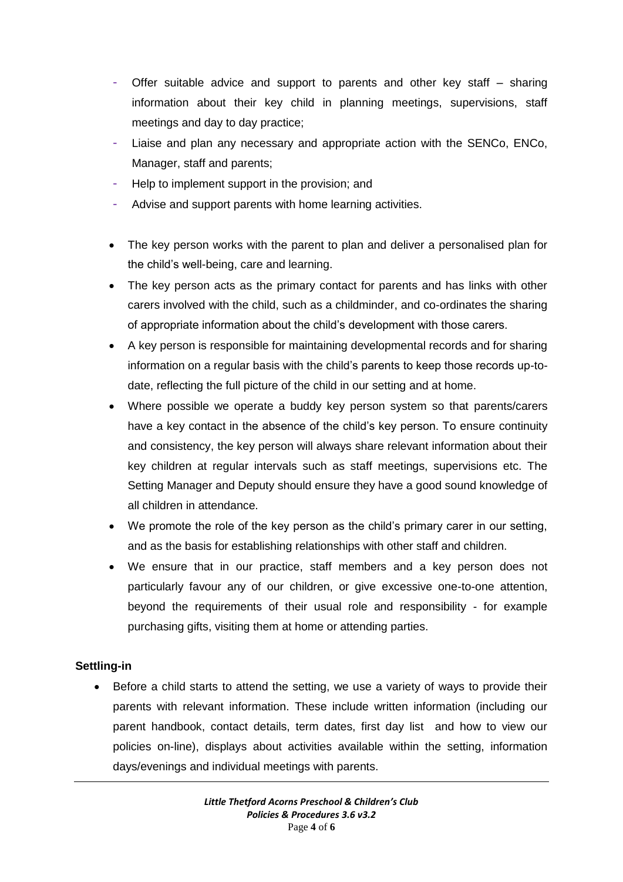- Offer suitable advice and support to parents and other key staff – sharing information about their key child in planning meetings, supervisions, staff meetings and day to day practice;
- Liaise and plan any necessary and appropriate action with the SENCo, ENCo, Manager, staff and parents;
- Help to implement support in the provision; and
- Advise and support parents with home learning activities.

- The key person works with the parent to plan and deliver a personalised plan for the child's well-being, care and learning.
- The key person acts as the primary contact for parents and has links with other carers involved with the child, such as a childminder, and co-ordinates the sharing of appropriate information about the child's development with those carers.
- A key person is responsible for maintaining developmental records and for sharing information on a regular basis with the child's parents to keep those records up-to-date, reflecting the full picture of the child in our setting and at home.
- Where possible we operate a buddy key person system so that parents/carers have a key contact in the absence of the child's key person. To ensure continuity and consistency, the key person will always share relevant information about their key children at regular intervals such as staff meetings, supervisions etc. The Setting Manager and Deputy should ensure they have a good sound knowledge of all children in attendance.
- We promote the role of the key person as the child's primary carer in our setting, and as the basis for establishing relationships with other staff and children.
- We ensure that in our practice, staff members and a key person does not particularly favour any of our children, or give excessive one-to-one attention, beyond the requirements of their usual role and responsibility - for example purchasing gifts, visiting them at home or attending parties.

**Settling-in**

- Before a child starts to attend the setting, we use a variety of ways to provide their parents with relevant information. These include written information (including our parent handbook, contact details, term dates, first day list and how to view our policies on-line), displays about activities available within the setting, information days/evenings and individual meetings with parents.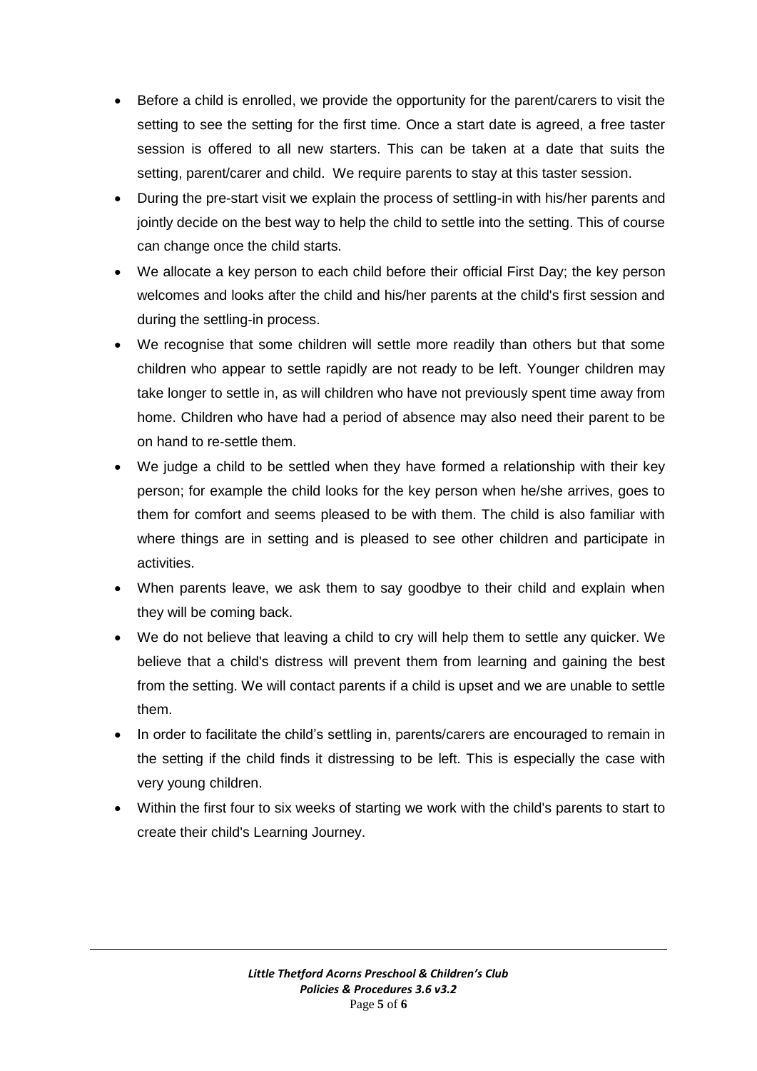- Before a child is enrolled, we provide the opportunity for the parent/carers to visit the setting to see the setting for the first time. Once a start date is agreed, a free taster session is offered to all new starters. This can be taken at a date that suits the setting, parent/carer and child. We require parents to stay at this taster session.
- During the pre-start visit we explain the process of settling-in with his/her parents and jointly decide on the best way to help the child to settle into the setting. This of course can change once the child starts.
- We allocate a key person to each child before their official First Day; the key person welcomes and looks after the child and his/her parents at the child's first session and during the settling-in process.
- We recognise that some children will settle more readily than others but that some children who appear to settle rapidly are not ready to be left. Younger children may take longer to settle in, as will children who have not previously spent time away from home. Children who have had a period of absence may also need their parent to be on hand to re-settle them.
- We judge a child to be settled when they have formed a relationship with their key person; for example the child looks for the key person when he/she arrives, goes to them for comfort and seems pleased to be with them. The child is also familiar with where things are in setting and is pleased to see other children and participate in activities.
- When parents leave, we ask them to say goodbye to their child and explain when they will be coming back.
- We do not believe that leaving a child to cry will help them to settle any quicker. We believe that a child's distress will prevent them from learning and gaining the best from the setting. We will contact parents if a child is upset and we are unable to settle them.
- In order to facilitate the child's settling in, parents/carers are encouraged to remain in the setting if the child finds it distressing to be left. This is especially the case with very young children.
- Within the first four to six weeks of starting we work with the child's parents to start to create their child's Learning Journey.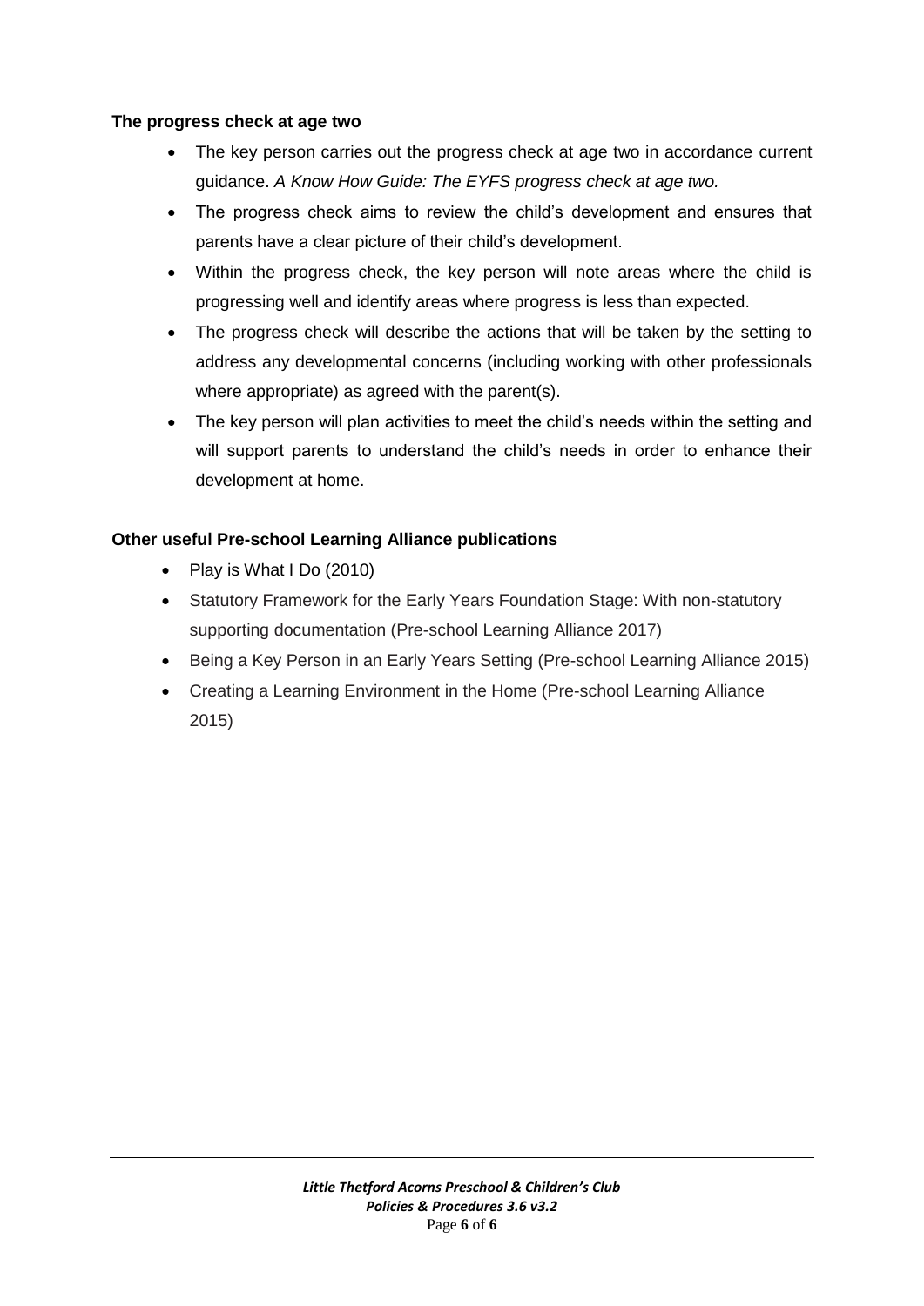**The progress check at age two**

- The key person carries out the progress check at age two in accordance current guidance. *A Know How Guide: The EYFS progress check at age two.*
- The progress check aims to review the child's development and ensures that parents have a clear picture of their child's development.
- Within the progress check, the key person will note areas where the child is progressing well and identify areas where progress is less than expected.
- The progress check will describe the actions that will be taken by the setting to address any developmental concerns (including working with other professionals where appropriate) as agreed with the parent(s).
- The key person will plan activities to meet the child's needs within the setting and will support parents to understand the child's needs in order to enhance their development at home.

**Other useful Pre-school Learning Alliance publications**

- Play is What I Do (2010)
- Statutory Framework for the Early Years Foundation Stage: With non-statutory supporting documentation (Pre-school Learning Alliance 2017)
- Being a Key Person in an Early Years Setting (Pre-school Learning Alliance 2015)
- Creating a Learning Environment in the Home (Pre-school Learning Alliance 2015)